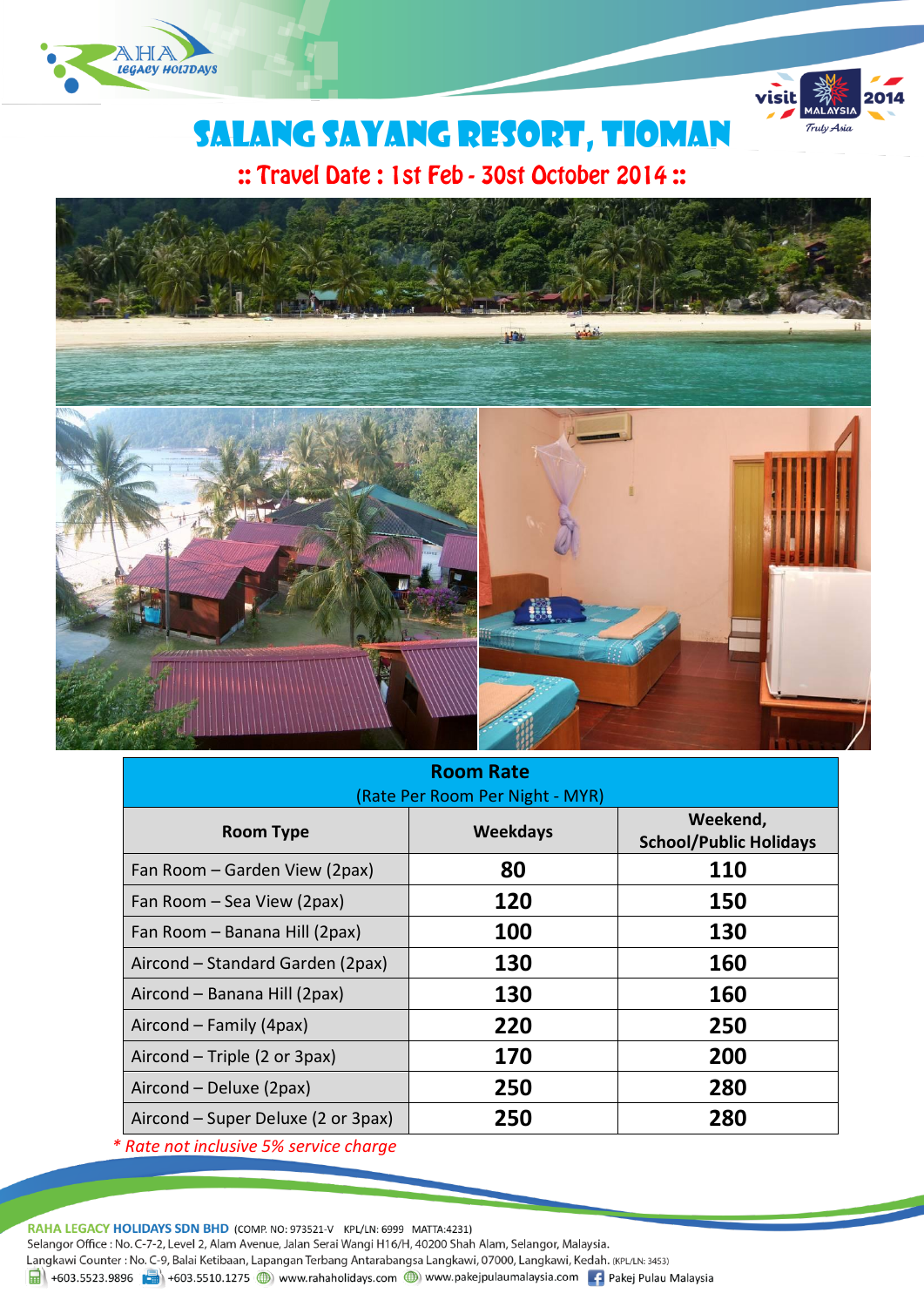RAHA Legacy Holidays

# SALANG SAYANG RESORT, TIOMAN

## :: Travel Date : 1st Feb - 30st October 2014 ::

| Room Rate (Rate Per Room Per Night - MYR) | | |
|---|---|---|
| **Room Type** | **Weekdays** | **Weekend, School/Public Holidays** |
| Fan Room – Garden View (2pax) | **80** | **110** |
| Fan Room – Sea View (2pax) | **120** | **150** |
| Fan Room – Banana Hill (2pax) | **100** | **130** |
| Aircond – Standard Garden (2pax) | **130** | **160** |
| Aircond – Banana Hill (2pax) | **130** | **160** |
| Aircond – Family (4pax) | **220** | **250** |
| Aircond – Triple (2 or 3pax) | **170** | **200** |
| Aircond – Deluxe (2pax) | **250** | **280** |
| Aircond – Super Deluxe (2 or 3pax) | **250** | **280** |

*\* Rate not inclusive 5% service charge*

**RAHA LEGACY HOLIDAYS SDN BHD** (COMP. NO: 973521-V KPL/LN: 6999 MATTA:4231)
Selangor Office : No. C-7-2, Level 2, Alam Avenue, Jalan Serai Wangi H16/H, 40200 Shah Alam, Selangor, Malaysia.
Langkawi Counter : No. C-9, Balai Ketibaan, Lapangan Terbang Antarabangsa Langkawi, 07000, Langkawi, Kedah. (KPL/LN: 3453)
+603.5523.9896 | +603.5510.1275 | www.rahaholidays.com | www.pakejpulaumalaysia.com | Pakej Pulau Malaysia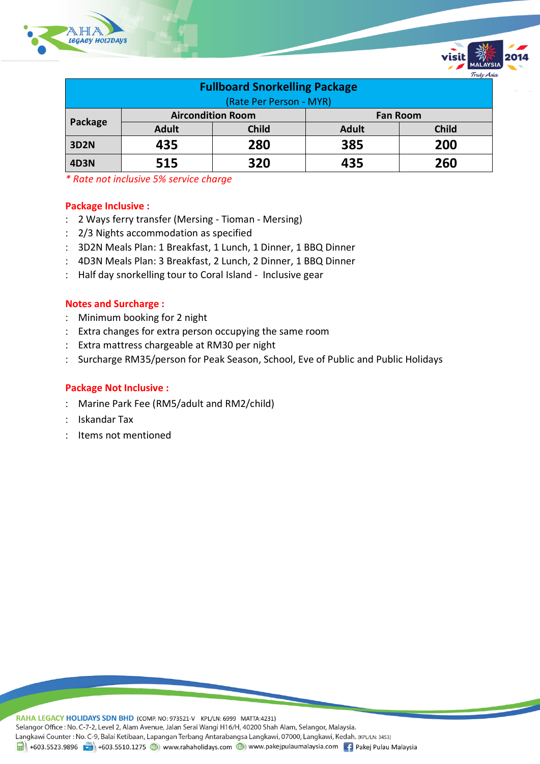| Fullboard Snorkelling Package (Rate Per Person - MYR) | | | | |
|---|---|---|---|---|
| Package | Aircondition Room | | Fan Room | |
| | Adult | Child | Adult | Child |
| 3D2N | 435 | 280 | 385 | 200 |
| 4D3N | 515 | 320 | 435 | 260 |

*\* Rate not inclusive 5% service charge*

**Package Inclusive :**

: 2 Ways ferry transfer (Mersing - Tioman - Mersing)
: 2/3 Nights accommodation as specified
: 3D2N Meals Plan: 1 Breakfast, 1 Lunch, 1 Dinner, 1 BBQ Dinner
: 4D3N Meals Plan: 3 Breakfast, 2 Lunch, 2 Dinner, 1 BBQ Dinner
: Half day snorkelling tour to Coral Island - Inclusive gear

**Notes and Surcharge :**

: Minimum booking for 2 night
: Extra changes for extra person occupying the same room
: Extra mattress chargeable at RM30 per night
: Surcharge RM35/person for Peak Season, School, Eve of Public and Public Holidays

**Package Not Inclusive :**

: Marine Park Fee (RM5/adult and RM2/child)
: Iskandar Tax
: Items not mentioned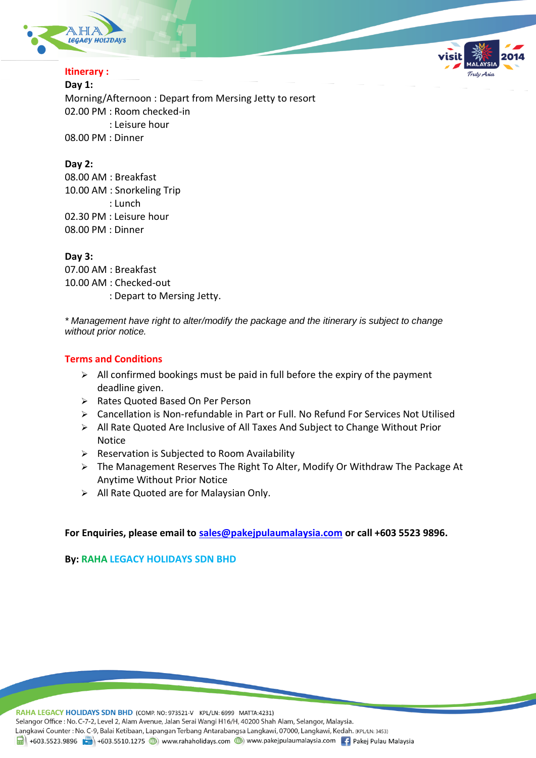**Itinerary :**

**Day 1:**

Morning/Afternoon : Depart from Mersing Jetty to resort
02.00 PM : Room checked-in
: Leisure hour
08.00 PM : Dinner

**Day 2:**

08.00 AM : Breakfast
10.00 AM : Snorkeling Trip
: Lunch
02.30 PM : Leisure hour
08.00 PM : Dinner

**Day 3:**

07.00 AM : Breakfast
10.00 AM : Checked-out
: Depart to Mersing Jetty.

*\* Management have right to alter/modify the package and the itinerary is subject to change without prior notice.*

**Terms and Conditions**

- All confirmed bookings must be paid in full before the expiry of the payment deadline given.
- Rates Quoted Based On Per Person
- Cancellation is Non-refundable in Part or Full. No Refund For Services Not Utilised
- All Rate Quoted Are Inclusive of All Taxes And Subject to Change Without Prior Notice
- Reservation is Subjected to Room Availability
- The Management Reserves The Right To Alter, Modify Or Withdraw The Package At Anytime Without Prior Notice
- All Rate Quoted are for Malaysian Only.

**For Enquiries, please email to sales@pakejpulaumalaysia.com or call +603 5523 9896.**

**By: RAHA LEGACY HOLIDAYS SDN BHD**